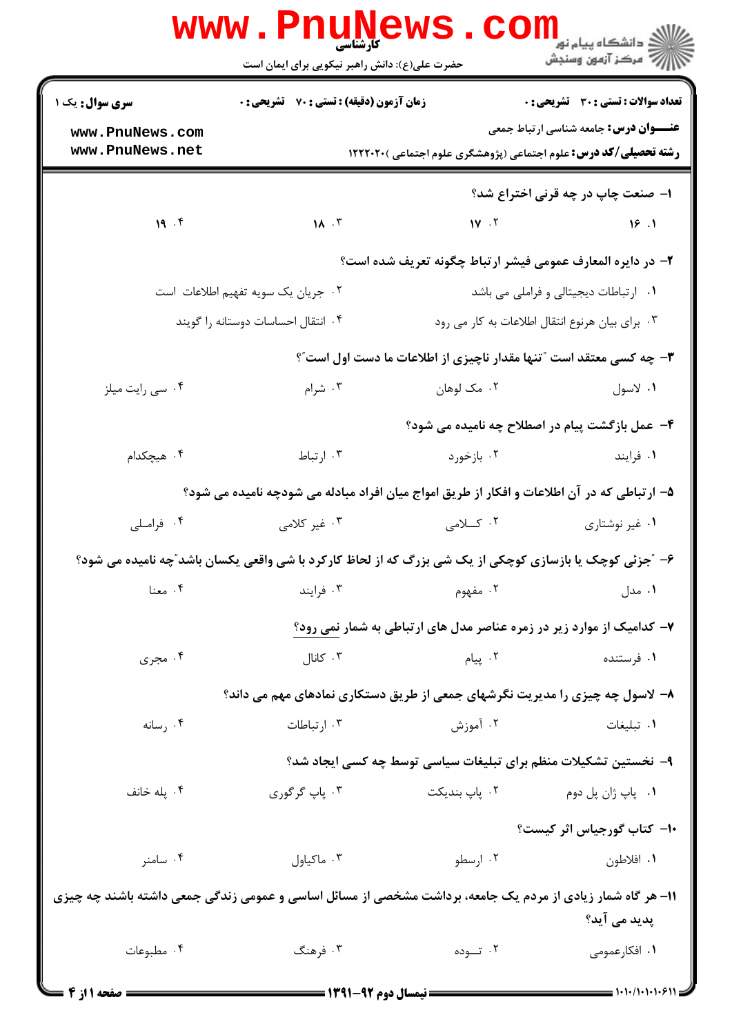کارشناسی

حضرت علی(ع): دانش راهبر نیکویی برای ایمان است

دانشگاه پیام نور
مرکز آزمون وسنجش

**سری سوال:** یک ۱

**زمان آزمون (دقیقه) : تستی : ۷۰ تشریحی : ۰**

**تعداد سوالات : تستی : ۳۰ تشریحی : ۰**

**عنـــوان درس:** جامعه شناسی ارتباط جمعی

**رشته تحصیلی/کد درس:** علوم اجتماعی (پژوهشگری علوم اجتماعی )۱۲۲۲۰۲۰

**۱- صنعت چاپ در چه قرنی اختراع شد؟**

۱. ۱۶ ۲. ۱۷ ۳. ۱۸ ۴. ۱۹

**۲- در دایره المعارف عمومی فیشر ارتباط چگونه تعریف شده است؟**

۱. ارتباطات دیجیتالی و فراملی می باشد
۲. جریان یک سویه تفهیم اطلاعات است
۳. برای بیان هرنوع انتقال اطلاعات به کار می رود
۴. انتقال احساسات دوستانه را گویند

**۳- چه کسی معتقد است "تنها مقدار ناچیزی از اطلاعات ما دست اول است"؟**

۱. لاسول ۲. مک لوهان ۳. شرام ۴. سی رایت میلز

**۴- عمل بازگشت پیام در اصطلاح چه نامیده می شود؟**

۱. فرایند ۲. بازخورد ۳. ارتباط ۴. هیچکدام

**۵- ارتباطی که در آن اطلاعات و افکار از طریق امواج میان افراد مبادله می شودچه نامیده می شود؟**

۱. غیر نوشتاری ۲. کـلامی ۳. غیر کلامی ۴. فرامـلی

**۶- "جزئی کوچک یا بازسازی کوچکی از یک شی بزرگ که از لحاظ کارکرد با شی واقعی یکسان باشد"چه نامیده می شود؟**

۱. مدل ۲. مفهوم ۳. فرایند ۴. معنا

**۷- کدامیک از موارد زیر در زمره عناصر مدل های ارتباطی به شمار نمی رود؟**

۱. فرستنده ۲. پیام ۳. کانال ۴. مجری

**۸- لاسول چه چیزی را مدیریت نگرشهای جمعی از طریق دستکاری نمادهای مهم می داند؟**

۱. تبلیغات ۲. آموزش ۳. ارتباطات ۴. رسانه

**۹- نخستین تشکیلات منظم برای تبلیغات سیاسی توسط چه کسی ایجاد شد؟**

۱. پاپ ژان پل دوم ۲. پاپ بندیکت ۳. پاپ گرگوری ۴. پله خانف

**۱۰- کتاب گورجیاس اثر کیست؟**

۱. افلاطون ۲. ارسطو ۳. ماکیاول ۴. سامنر

**۱۱- هر گاه شمار زیادی از مردم یک جامعه، برداشت مشخصی از مسائل اساسی و عمومی زندگی جمعی داشته باشند چه چیزی پدید می آید؟**

۱. افکارعمومی ۲. تـوده ۳. فرهنگ ۴. مطبوعات

نیمسال دوم ۹۲-۱۳۹۱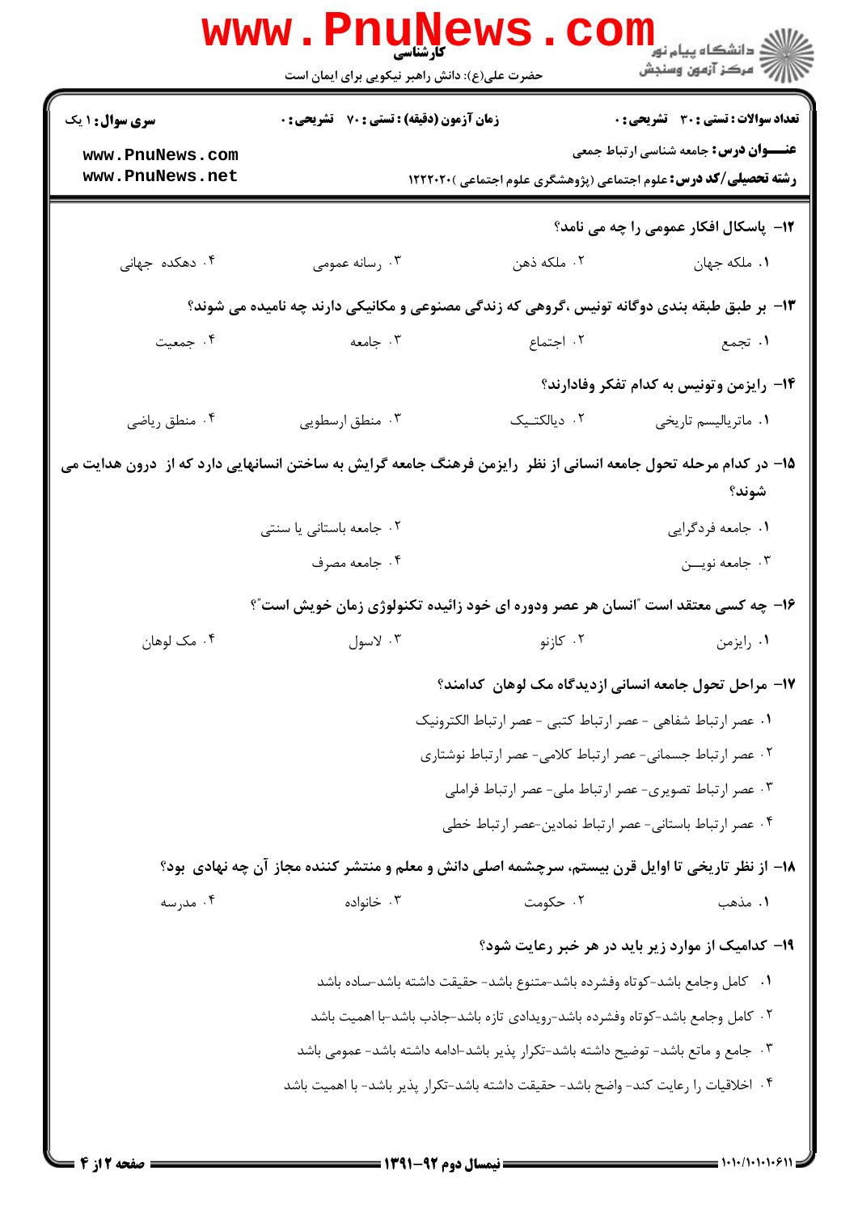**سری سوال:** ۱ یک | **زمان آزمون (دقیقه) : تستی :** ۷۰ **تشریحی :** ۰ | **تعداد سوالات : تستی :** ۳۰ **تشریحی :** ۰

**عنـــوان درس:** جامعه شناسی ارتباط جمعی

**رشته تحصیلی/کد درس:** علوم اجتماعی (پژوهشگری علوم اجتماعی )۱۲۲۲۰۲۰

**۱۲- پاسکال افکار عمومی را چه می نامد؟**

۱. ملکه جهان
۲. ملکه ذهن
۳. رسانه عمومی
۴. دهکده جهانی

**۱۳- بر طبق طبقه بندی دوگانه تونیس ،گروهی که زندگی مصنوعی و مکانیکی دارند چه نامیده می شوند؟**

۱. تجمع
۲. اجتماع
۳. جامعه
۴. جمعیت

**۱۴- رایزمن وتونیس به کدام تفکر وفادارند؟**

۱. ماتریالیسم تاریخی
۲. دیالکتیک
۳. منطق ارسطویی
۴. منطق ریاضی

**۱۵- در کدام مرحله تحول جامعه انسانی از نظر رایزمن فرهنگ جامعه گرایش به ساختن انسانهایی دارد که از درون هدایت می شوند؟**

۱. جامعه فردگرایی
۲. جامعه باستانی یا سنتی
۳. جامعه نویــن
۴. جامعه مصرف

**۱۶- چه کسی معتقد است "انسان هر عصر ودوره ای خود زائیده تکنولوژی زمان خویش است"؟**

۱. رایزمن
۲. کازنو
۳. لاسول
۴. مک لوهان

**۱۷- مراحل تحول جامعه انسانی ازدیدگاه مک لوهان کدامند؟**

۱. عصر ارتباط شفاهی - عصر ارتباط کتبی - عصر ارتباط الکترونیک
۲. عصر ارتباط جسمانی- عصر ارتباط کلامی- عصر ارتباط نوشتاری
۳. عصر ارتباط تصویری- عصر ارتباط ملی- عصر ارتباط فراملی
۴. عصر ارتباط باستانی- عصر ارتباط نمادین-عصر ارتباط خطی

**۱۸- از نظر تاریخی تا اوایل قرن بیستم، سرچشمه اصلی دانش و معلم و منتشر کننده مجاز آن چه نهادی بود؟**

۱. مذهب
۲. حکومت
۳. خانواده
۴. مدرسه

**۱۹- کدامیک از موارد زیر باید در هر خبر رعایت شود؟**

۱. کامل وجامع باشد-کوتاه وفشرده باشد-متنوع باشد- حقیقت داشته باشد-ساده باشد
۲. کامل وجامع باشد-کوتاه وفشرده باشد-رویدادی تازه باشد-جاذب باشد-با اهمیت باشد
۳. جامع و مانع باشد- توضیح داشته باشد-تکرار پذیر باشد-ادامه داشته باشد- عمومی باشد
۴. اخلاقیات را رعایت کند- واضح باشد- حقیقت داشته باشد-تکرار پذیر باشد- با اهمیت باشد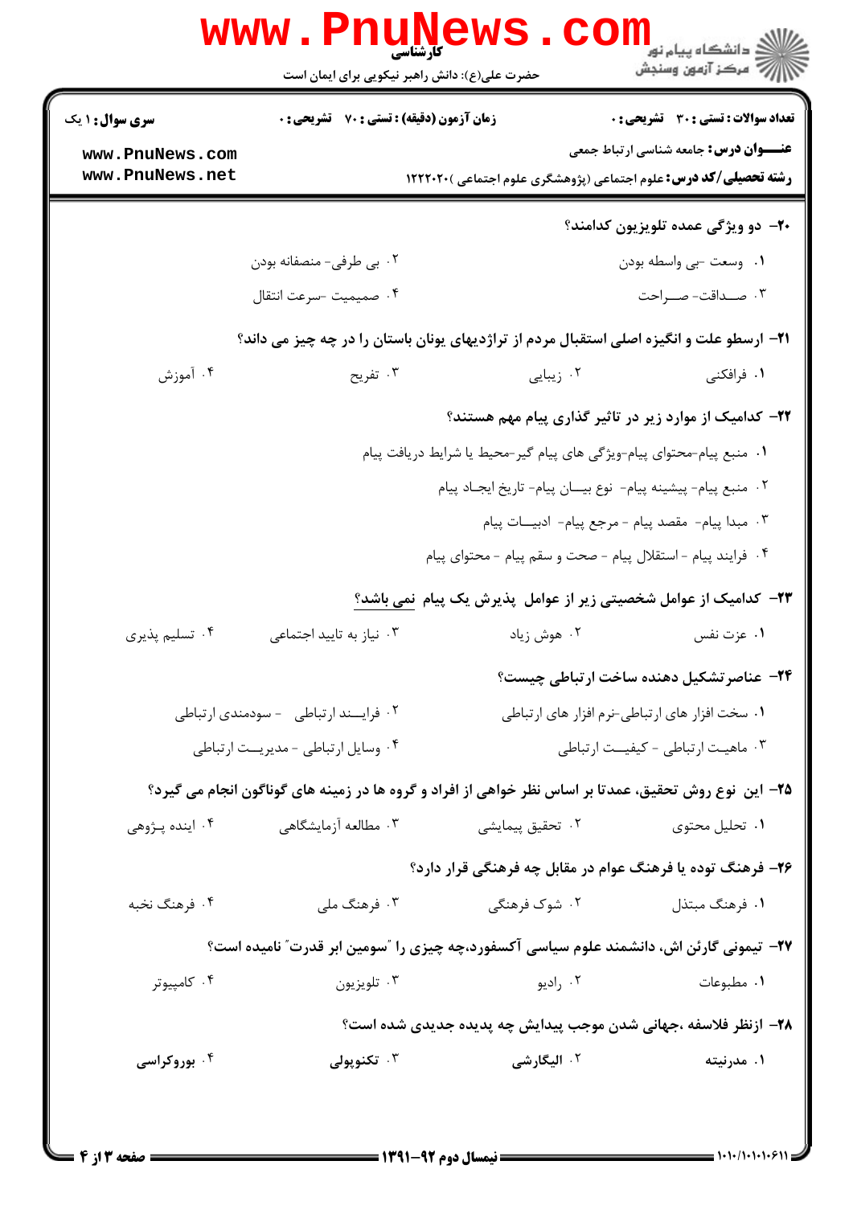**سری سوال:** ۱ یک

**زمان آزمون (دقیقه) : تستی :** ۷۰ **تشریحی :** ۰

**تعداد سوالات : تستی :** ۳۰ **تشریحی :** ۰

**عنـــوان درس:** جامعه شناسی ارتباط جمعی

**رشته تحصیلی/کد درس:** علوم اجتماعی (پژوهشگری علوم اجتماعی )۱۲۲۲۰۲۰

۲۰- دو ویژگی عمده تلویزیون کدامند؟

۱. وسعت -بی واسطه بودن

۲. بی طرفی- منصفانه بودن

۳. صـــداقت- صــراحت

۴. صمیمیت -سرعت انتقال

۲۱- ارسطو علت و انگیزه اصلی استقبال مردم از تراژدیهای یونان باستان را در چه چیز می داند؟

۱. فرافکنی

۲. زیبایی

۳. تفریح

۴. آموزش

۲۲- کدامیک از موارد زیر در تاثیر گذاری پیام مهم هستند؟

۱. منبع پیام-محتوای پیام-ویژگی های پیام گیر-محیط یا شرایط دریافت پیام

۲. منبع پیام- پیشینه پیام- نوع بیـــان پیام- تاریخ ایجـاد پیام

۳. مبدا پیام- مقصد پیام - مرجع پیام- ادبیــات پیام

۴. فرایند پیام - استقلال پیام - صحت و سقم پیام - محتوای پیام

۲۳- کدامیک از عوامل شخصیتی زیر از عوامل پذیرش یک پیام نمی باشد؟

۱. عزت نفس

۲. هوش زیاد

۳. نیاز به تایید اجتماعی

۴. تسلیم پذیری

۲۴- عناصرتشکیل دهنده ساخت ارتباطی چیست؟

۱. سخت افزار های ارتباطی-نرم افزار های ارتباطی

۲. فرایـــند ارتباطی - سودمندی ارتباطی

۳. ماهیـت ارتباطی - کیفیـــت ارتباطی

۴. وسایل ارتباطی - مدیریـــت ارتباطی

۲۵- این نوع روش تحقیق، عمدتا بر اساس نظر خواهی از افراد و گروه ها در زمینه های گوناگون انجام می گیرد؟

۱. تحلیل محتوی

۲. تحقیق پیمایشی

۳. مطالعه آزمایشگاهی

۴. اینده پـژوهی

۲۶- فرهنگ توده یا فرهنگ عوام در مقابل چه فرهنگی قرار دارد؟

۱. فرهنگ مبتذل

۲. شوک فرهنگی

۳. فرهنگ ملی

۴. فرهنگ نخبه

۲۷- تیمونی گارتن اش، دانشمند علوم سیاسی آکسفورد،چه چیزی را "سومین ابر قدرت" نامیده است؟

۱. مطبوعات

۲. رادیو

۳. تلویزیون

۴. کامپیوتر

۲۸- ازنظر فلاسفه ،جهانی شدن موجب پیدایش چه پدیده جدیدی شده است؟

۱. مدرنیته

۲. الیگارشی

۳. تکنوپولی

۴. بوروکراسی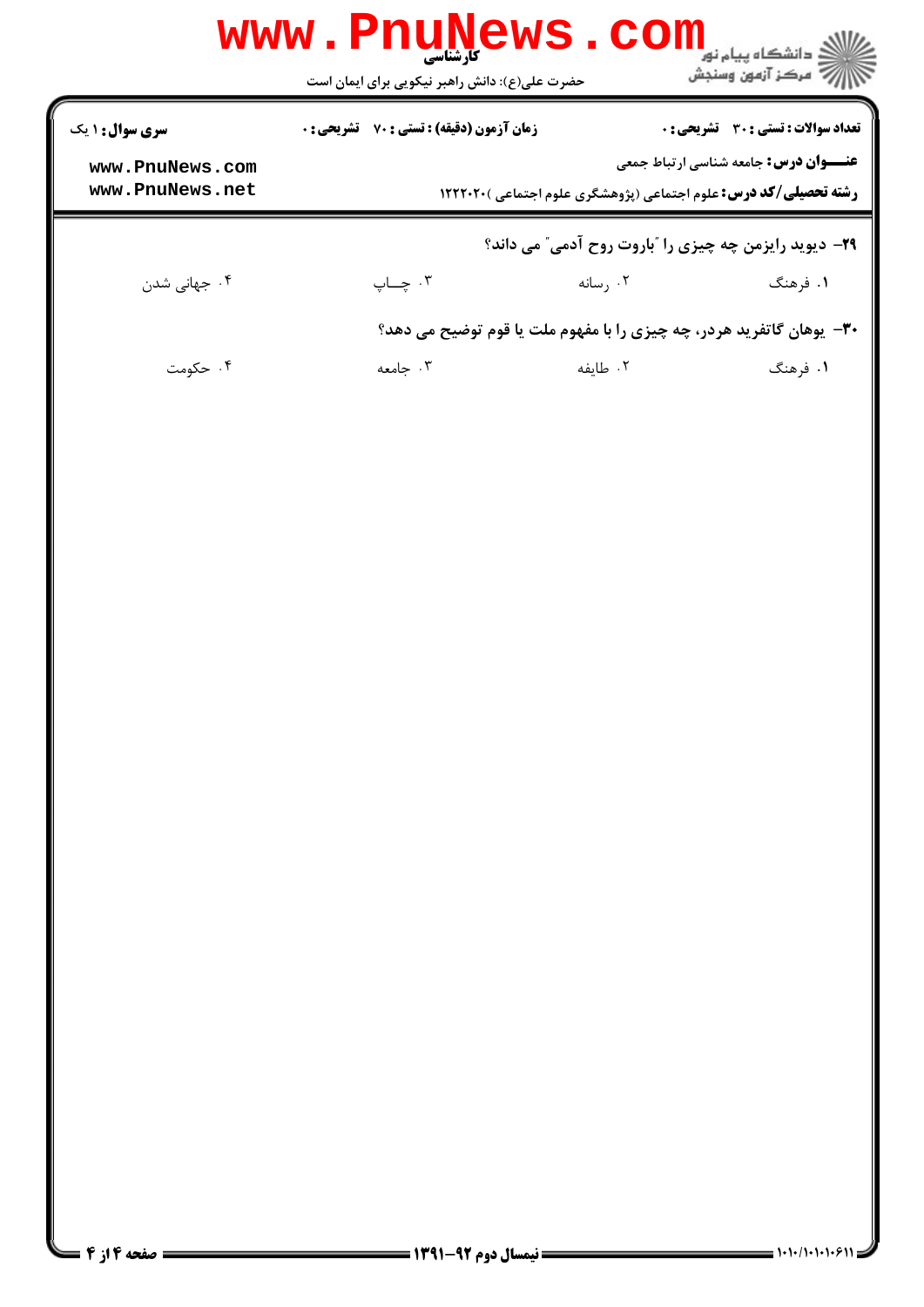**۲۹- دیوید رایزمن چه چیزی را "باروت روح آدمی" می داند؟**

۱. فرهنگ　　۲. رسانه　　۳. چـــاپ　　۴. جهانی شدن

**۳۰- یوهان گاتفرید هردر، چه چیزی را با مفهوم ملت یا قوم توضیح می دهد؟**

۱. فرهنگ　　۲. طایفه　　۳. جامعه　　۴. حکومت